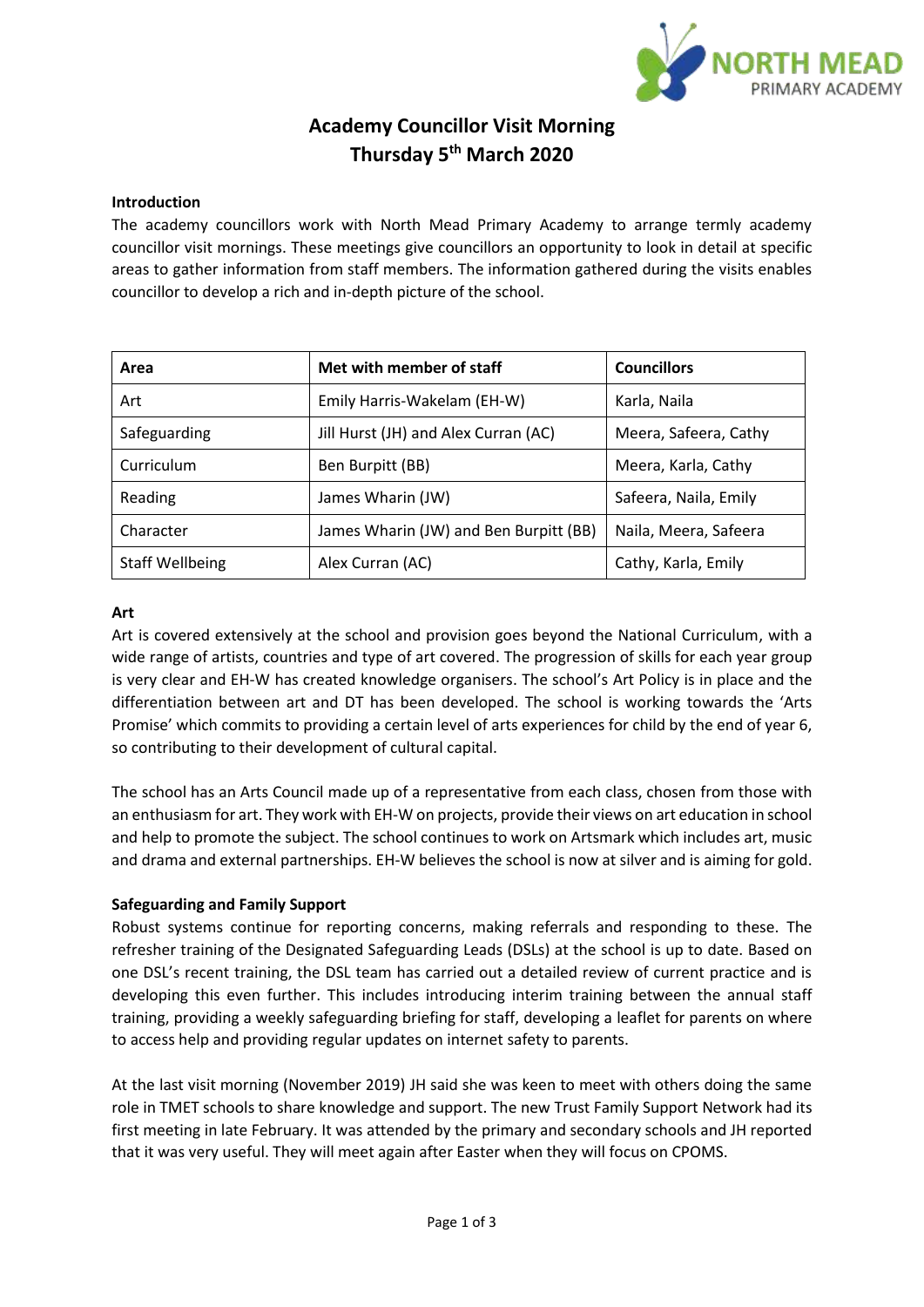# Academy Councillor Visit Morning
# Thursday 5th March 2020

**Introduction**

The academy councillors work with North Mead Primary Academy to arrange termly academy councillor visit mornings. These meetings give councillors an opportunity to look in detail at specific areas to gather information from staff members. The information gathered during the visits enables councillor to develop a rich and in-depth picture of the school.

| Area | Met with member of staff | Councillors |
|---|---|---|
| Art | Emily Harris-Wakelam (EH-W) | Karla, Naila |
| Safeguarding | Jill Hurst (JH) and Alex Curran (AC) | Meera, Safeera, Cathy |
| Curriculum | Ben Burpitt (BB) | Meera, Karla, Cathy |
| Reading | James Wharin (JW) | Safeera, Naila, Emily |
| Character | James Wharin (JW) and Ben Burpitt (BB) | Naila, Meera, Safeera |
| Staff Wellbeing | Alex Curran (AC) | Cathy, Karla, Emily |

**Art**

Art is covered extensively at the school and provision goes beyond the National Curriculum, with a wide range of artists, countries and type of art covered. The progression of skills for each year group is very clear and EH-W has created knowledge organisers. The school's Art Policy is in place and the differentiation between art and DT has been developed. The school is working towards the 'Arts Promise' which commits to providing a certain level of arts experiences for child by the end of year 6, so contributing to their development of cultural capital.

The school has an Arts Council made up of a representative from each class, chosen from those with an enthusiasm for art. They work with EH-W on projects, provide their views on art education in school and help to promote the subject. The school continues to work on Artsmark which includes art, music and drama and external partnerships. EH-W believes the school is now at silver and is aiming for gold.

**Safeguarding and Family Support**

Robust systems continue for reporting concerns, making referrals and responding to these. The refresher training of the Designated Safeguarding Leads (DSLs) at the school is up to date. Based on one DSL's recent training, the DSL team has carried out a detailed review of current practice and is developing this even further. This includes introducing interim training between the annual staff training, providing a weekly safeguarding briefing for staff, developing a leaflet for parents on where to access help and providing regular updates on internet safety to parents.

At the last visit morning (November 2019) JH said she was keen to meet with others doing the same role in TMET schools to share knowledge and support. The new Trust Family Support Network had its first meeting in late February. It was attended by the primary and secondary schools and JH reported that it was very useful. They will meet again after Easter when they will focus on CPOMS.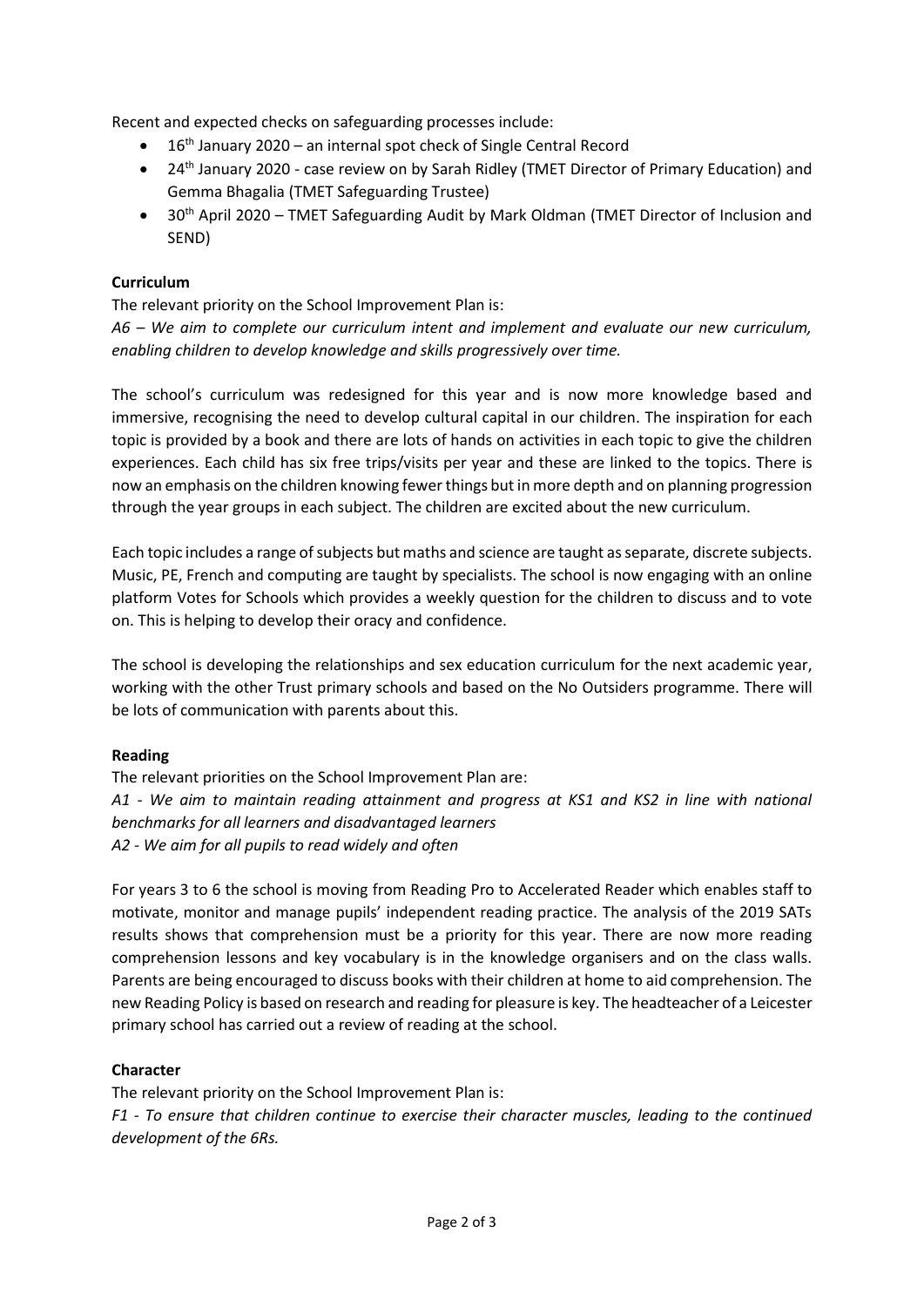Recent and expected checks on safeguarding processes include:

- 16th January 2020 – an internal spot check of Single Central Record
- 24th January 2020 - case review on by Sarah Ridley (TMET Director of Primary Education) and Gemma Bhagalia (TMET Safeguarding Trustee)
- 30th April 2020 – TMET Safeguarding Audit by Mark Oldman (TMET Director of Inclusion and SEND)

**Curriculum**

The relevant priority on the School Improvement Plan is:

*A6 – We aim to complete our curriculum intent and implement and evaluate our new curriculum, enabling children to develop knowledge and skills progressively over time.*

The school's curriculum was redesigned for this year and is now more knowledge based and immersive, recognising the need to develop cultural capital in our children. The inspiration for each topic is provided by a book and there are lots of hands on activities in each topic to give the children experiences. Each child has six free trips/visits per year and these are linked to the topics. There is now an emphasis on the children knowing fewer things but in more depth and on planning progression through the year groups in each subject. The children are excited about the new curriculum.

Each topic includes a range of subjects but maths and science are taught as separate, discrete subjects. Music, PE, French and computing are taught by specialists. The school is now engaging with an online platform Votes for Schools which provides a weekly question for the children to discuss and to vote on. This is helping to develop their oracy and confidence.

The school is developing the relationships and sex education curriculum for the next academic year, working with the other Trust primary schools and based on the No Outsiders programme. There will be lots of communication with parents about this.

**Reading**

The relevant priorities on the School Improvement Plan are:

*A1 - We aim to maintain reading attainment and progress at KS1 and KS2 in line with national benchmarks for all learners and disadvantaged learners*

*A2 - We aim for all pupils to read widely and often*

For years 3 to 6 the school is moving from Reading Pro to Accelerated Reader which enables staff to motivate, monitor and manage pupils' independent reading practice. The analysis of the 2019 SATs results shows that comprehension must be a priority for this year. There are now more reading comprehension lessons and key vocabulary is in the knowledge organisers and on the class walls. Parents are being encouraged to discuss books with their children at home to aid comprehension. The new Reading Policy is based on research and reading for pleasure is key. The headteacher of a Leicester primary school has carried out a review of reading at the school.

**Character**

The relevant priority on the School Improvement Plan is:

*F1 - To ensure that children continue to exercise their character muscles, leading to the continued development of the 6Rs.*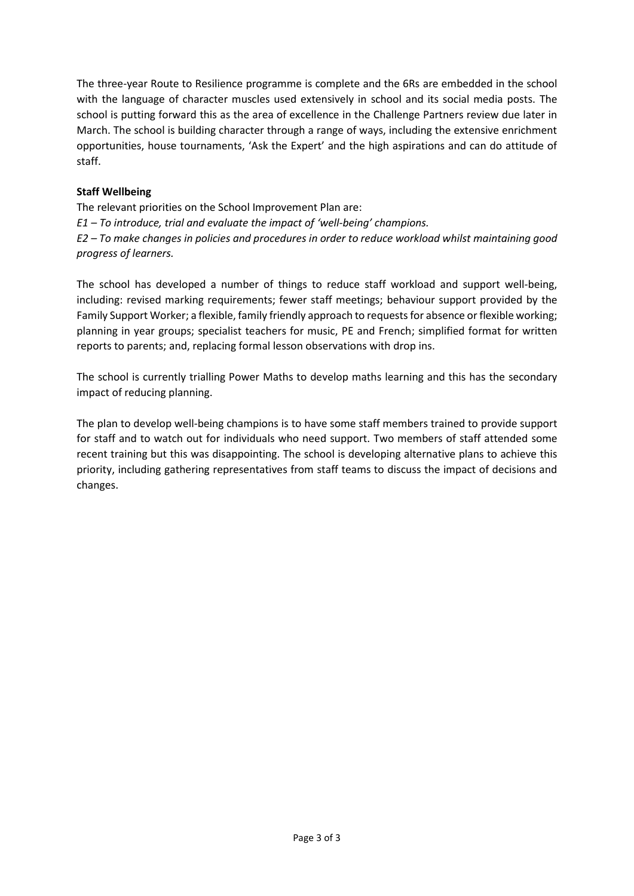The three-year Route to Resilience programme is complete and the 6Rs are embedded in the school with the language of character muscles used extensively in school and its social media posts. The school is putting forward this as the area of excellence in the Challenge Partners review due later in March. The school is building character through a range of ways, including the extensive enrichment opportunities, house tournaments, 'Ask the Expert' and the high aspirations and can do attitude of staff.

**Staff Wellbeing**

The relevant priorities on the School Improvement Plan are:

*E1 – To introduce, trial and evaluate the impact of 'well-being' champions.*

*E2 – To make changes in policies and procedures in order to reduce workload whilst maintaining good progress of learners.*

The school has developed a number of things to reduce staff workload and support well-being, including: revised marking requirements; fewer staff meetings; behaviour support provided by the Family Support Worker; a flexible, family friendly approach to requests for absence or flexible working; planning in year groups; specialist teachers for music, PE and French; simplified format for written reports to parents; and, replacing formal lesson observations with drop ins.

The school is currently trialling Power Maths to develop maths learning and this has the secondary impact of reducing planning.

The plan to develop well-being champions is to have some staff members trained to provide support for staff and to watch out for individuals who need support. Two members of staff attended some recent training but this was disappointing. The school is developing alternative plans to achieve this priority, including gathering representatives from staff teams to discuss the impact of decisions and changes.